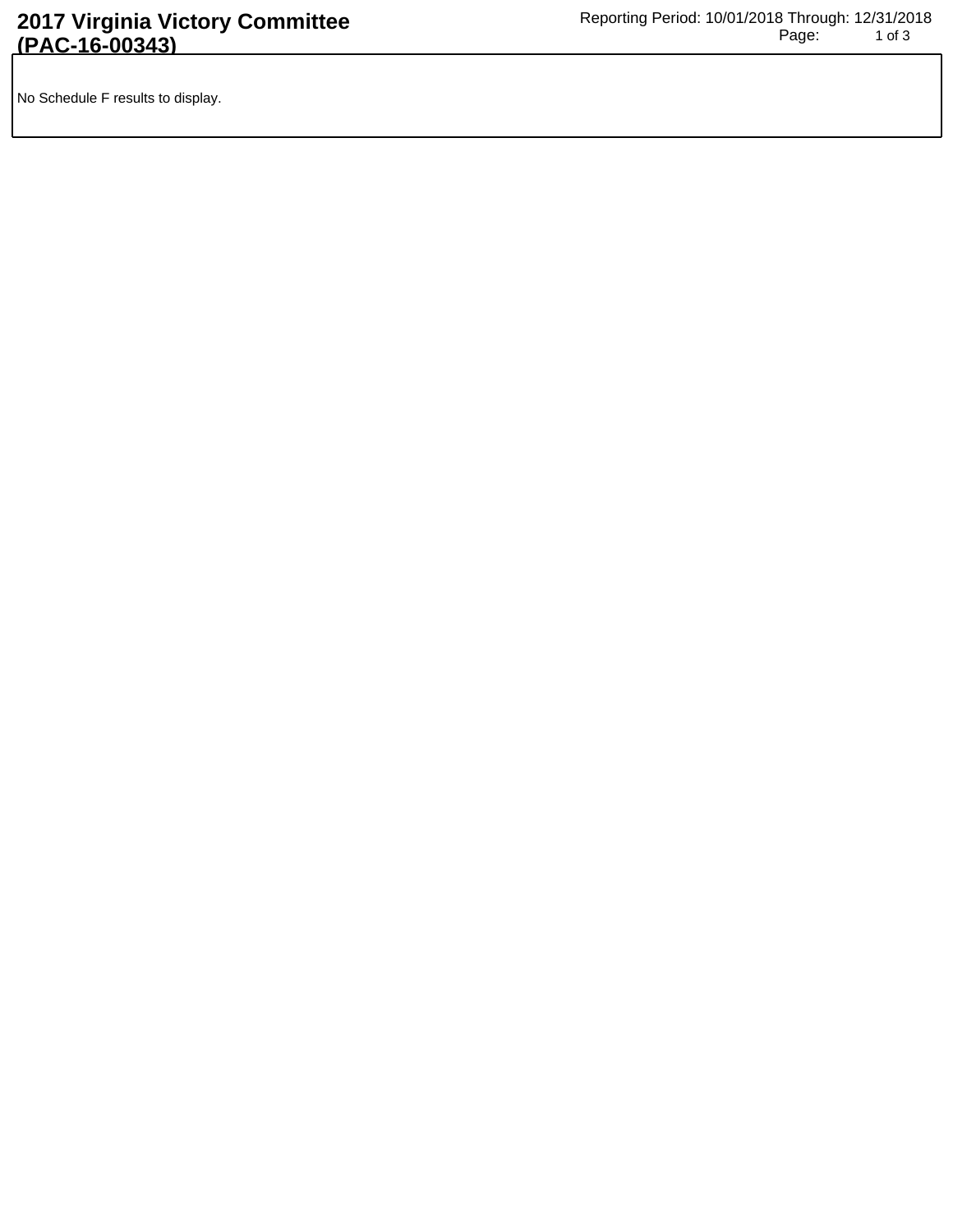# 2017 Virginia Victory Committee (PAC-16-00343)

Reporting Period: 10/01/2018 Through: 12/31/2018

No Schedule F results to display.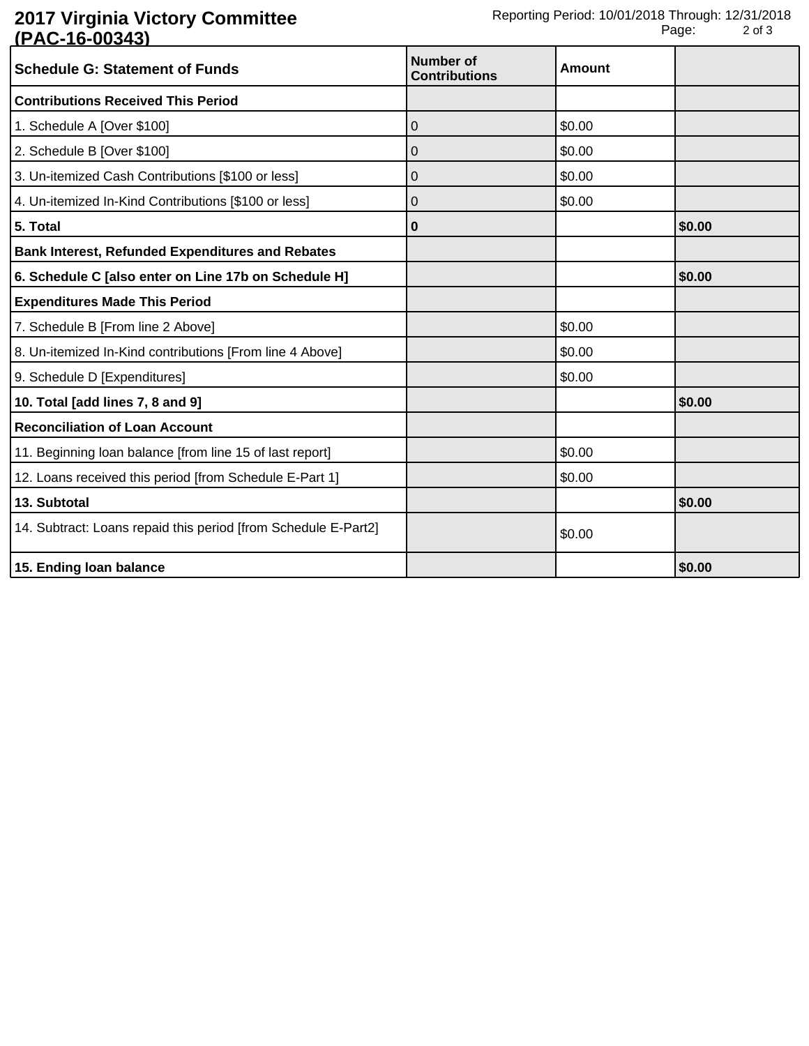**2017 Virginia Victory Committee (PAC-16-00343)**

Reporting Period: 10/01/2018 Through: 12/31/2018

| Schedule G: Statement of Funds | Number of Contributions | Amount | |
|---|---|---|---|
| **Contributions Received This Period** | | | |
| 1. Schedule A [Over $100] | 0 | $0.00 | |
| 2. Schedule B [Over $100] | 0 | $0.00 | |
| 3. Un-itemized Cash Contributions [$100 or less] | 0 | $0.00 | |
| 4. Un-itemized In-Kind Contributions [$100 or less] | 0 | $0.00 | |
| **5. Total** | **0** | | **$0.00** |
| **Bank Interest, Refunded Expenditures and Rebates** | | | |
| **6. Schedule C [also enter on Line 17b on Schedule H]** | | | **$0.00** |
| **Expenditures Made This Period** | | | |
| 7. Schedule B [From line 2 Above] | | $0.00 | |
| 8. Un-itemized In-Kind contributions [From line 4 Above] | | $0.00 | |
| 9. Schedule D [Expenditures] | | $0.00 | |
| **10. Total [add lines 7, 8 and 9]** | | | **$0.00** |
| **Reconciliation of Loan Account** | | | |
| 11. Beginning loan balance [from line 15 of last report] | | $0.00 | |
| 12. Loans received this period [from Schedule E-Part 1] | | $0.00 | |
| **13. Subtotal** | | | **$0.00** |
| 14. Subtract: Loans repaid this period [from Schedule E-Part2] | | $0.00 | |
| **15. Ending loan balance** | | | **$0.00** |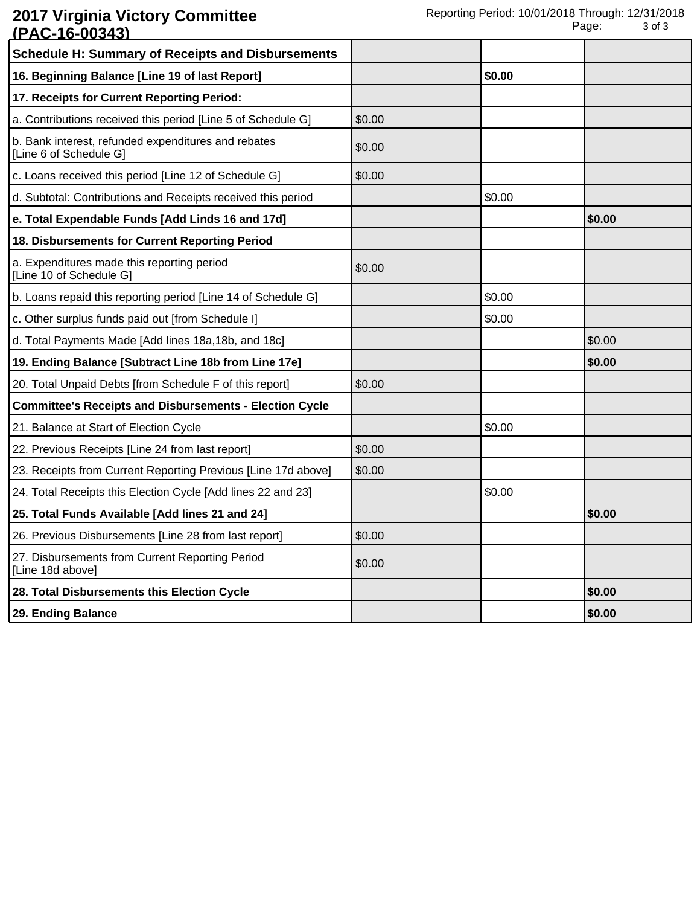**2017 Virginia Victory Committee (PAC-16-00343)**

Reporting Period: 10/01/2018 Through: 12/31/2018

| **Schedule H: Summary of Receipts and Disbursements** | | | |
|---|---|---|---|
| **16. Beginning Balance [Line 19 of last Report]** | | **$0.00** | |
| **17. Receipts for Current Reporting Period:** | | | |
| a. Contributions received this period [Line 5 of Schedule G] | $0.00 | | |
| b. Bank interest, refunded expenditures and rebates [Line 6 of Schedule G] | $0.00 | | |
| c. Loans received this period [Line 12 of Schedule G] | $0.00 | | |
| d. Subtotal: Contributions and Receipts received this period | | $0.00 | |
| **e. Total Expendable Funds [Add Linds 16 and 17d]** | | | **$0.00** |
| **18. Disbursements for Current Reporting Period** | | | |
| a. Expenditures made this reporting period [Line 10 of Schedule G] | $0.00 | | |
| b. Loans repaid this reporting period [Line 14 of Schedule G] | | $0.00 | |
| c. Other surplus funds paid out [from Schedule I] | | $0.00 | |
| d. Total Payments Made [Add lines 18a,18b, and 18c] | | | $0.00 |
| **19. Ending Balance [Subtract Line 18b from Line 17e]** | | | **$0.00** |
| 20. Total Unpaid Debts [from Schedule F of this report] | $0.00 | | |
| **Committee's Receipts and Disbursements - Election Cycle** | | | |
| 21. Balance at Start of Election Cycle | | $0.00 | |
| 22. Previous Receipts [Line 24 from last report] | $0.00 | | |
| 23. Receipts from Current Reporting Previous [Line 17d above] | $0.00 | | |
| 24. Total Receipts this Election Cycle [Add lines 22 and 23] | | $0.00 | |
| **25. Total Funds Available [Add lines 21 and 24]** | | | **$0.00** |
| 26. Previous Disbursements [Line 28 from last report] | $0.00 | | |
| 27. Disbursements from Current Reporting Period [Line 18d above] | $0.00 | | |
| **28. Total Disbursements this Election Cycle** | | | **$0.00** |
| **29. Ending Balance** | | | **$0.00** |